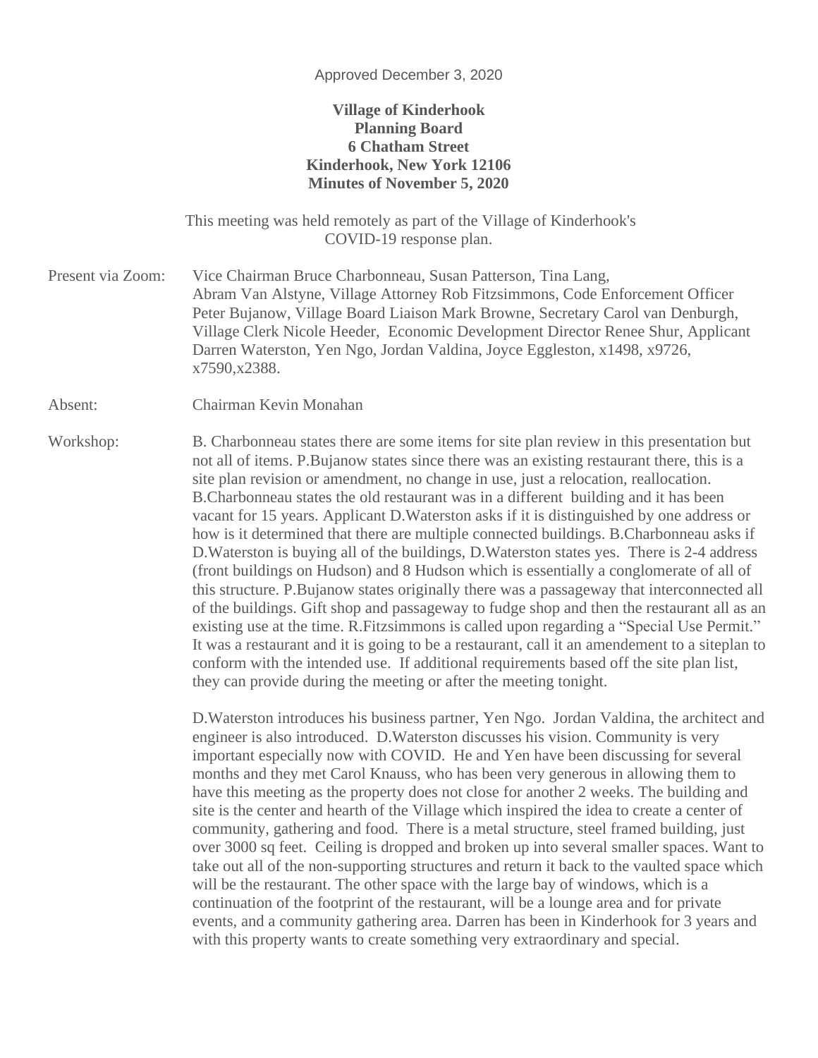Approved December 3, 2020

**Village of Kinderhook**
**Planning Board**
**6 Chatham Street**
**Kinderhook, New York 12106**
**Minutes of November 5, 2020**

This meeting was held remotely as part of the Village of Kinderhook's COVID-19 response plan.

Present via Zoom: Vice Chairman Bruce Charbonneau, Susan Patterson, Tina Lang, Abram Van Alstyne, Village Attorney Rob Fitzsimmons, Code Enforcement Officer Peter Bujanow, Village Board Liaison Mark Browne, Secretary Carol van Denburgh, Village Clerk Nicole Heeder, Economic Development Director Renee Shur, Applicant Darren Waterston, Yen Ngo, Jordan Valdina, Joyce Eggleston, x1498, x9726, x7590,x2388.

Absent: Chairman Kevin Monahan

Workshop: B. Charbonneau states there are some items for site plan review in this presentation but not all of items. P.Bujanow states since there was an existing restaurant there, this is a site plan revision or amendment, no change in use, just a relocation, reallocation. B.Charbonneau states the old restaurant was in a different building and it has been vacant for 15 years. Applicant D.Waterston asks if it is distinguished by one address or how is it determined that there are multiple connected buildings. B.Charbonneau asks if D.Waterston is buying all of the buildings, D.Waterston states yes. There is 2-4 address (front buildings on Hudson) and 8 Hudson which is essentially a conglomerate of all of this structure. P.Bujanow states originally there was a passageway that interconnected all of the buildings. Gift shop and passageway to fudge shop and then the restaurant all as an existing use at the time. R.Fitzsimmons is called upon regarding a "Special Use Permit." It was a restaurant and it is going to be a restaurant, call it an amendement to a siteplan to conform with the intended use. If additional requirements based off the site plan list, they can provide during the meeting or after the meeting tonight.

D.Waterston introduces his business partner, Yen Ngo. Jordan Valdina, the architect and engineer is also introduced. D.Waterston discusses his vision. Community is very important especially now with COVID. He and Yen have been discussing for several months and they met Carol Knauss, who has been very generous in allowing them to have this meeting as the property does not close for another 2 weeks. The building and site is the center and hearth of the Village which inspired the idea to create a center of community, gathering and food. There is a metal structure, steel framed building, just over 3000 sq feet. Ceiling is dropped and broken up into several smaller spaces. Want to take out all of the non-supporting structures and return it back to the vaulted space which will be the restaurant. The other space with the large bay of windows, which is a continuation of the footprint of the restaurant, will be a lounge area and for private events, and a community gathering area. Darren has been in Kinderhook for 3 years and with this property wants to create something very extraordinary and special.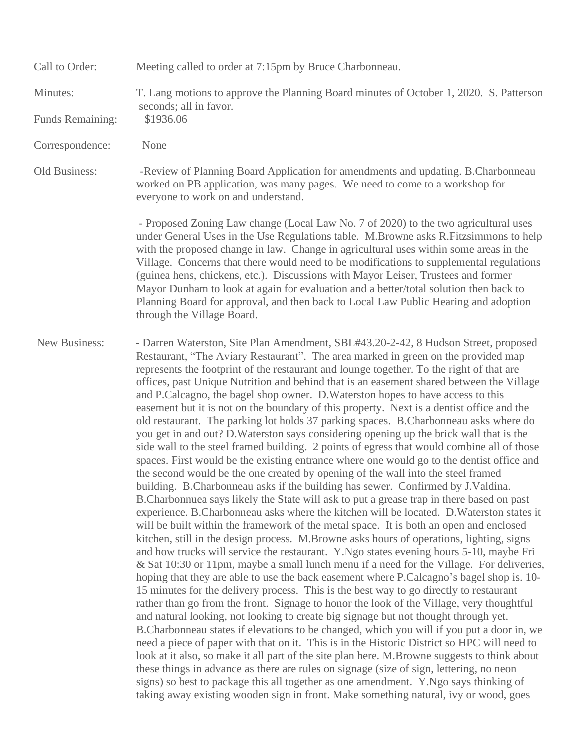**Call to Order:** Meeting called to order at 7:15pm by Bruce Charbonneau.

**Minutes:** T. Lang motions to approve the Planning Board minutes of October 1, 2020. S. Patterson seconds; all in favor.

**Funds Remaining:** $1936.06

**Correspondence:** None

**Old Business:**

-Review of Planning Board Application for amendments and updating. B.Charbonneau worked on PB application, was many pages. We need to come to a workshop for everyone to work on and understand.

- Proposed Zoning Law change (Local Law No. 7 of 2020) to the two agricultural uses under General Uses in the Use Regulations table. M.Browne asks R.Fitzsimmons to help with the proposed change in law. Change in agricultural uses within some areas in the Village. Concerns that there would need to be modifications to supplemental regulations (guinea hens, chickens, etc.). Discussions with Mayor Leiser, Trustees and former Mayor Dunham to look at again for evaluation and a better/total solution then back to Planning Board for approval, and then back to Local Law Public Hearing and adoption through the Village Board.

**New Business:**

- Darren Waterston, Site Plan Amendment, SBL#43.20-2-42, 8 Hudson Street, proposed Restaurant, "The Aviary Restaurant". The area marked in green on the provided map represents the footprint of the restaurant and lounge together. To the right of that are offices, past Unique Nutrition and behind that is an easement shared between the Village and P.Calcagno, the bagel shop owner. D.Waterston hopes to have access to this easement but it is not on the boundary of this property. Next is a dentist office and the old restaurant. The parking lot holds 37 parking spaces. B.Charbonneau asks where do you get in and out? D.Waterston says considering opening up the brick wall that is the side wall to the steel framed building. 2 points of egress that would combine all of those spaces. First would be the existing entrance where one would go to the dentist office and the second would be the one created by opening of the wall into the steel framed building. B.Charbonneau asks if the building has sewer. Confirmed by J.Valdina. B.Charbonnuea says likely the State will ask to put a grease trap in there based on past experience. B.Charbonneau asks where the kitchen will be located. D.Waterston states it will be built within the framework of the metal space. It is both an open and enclosed kitchen, still in the design process. M.Browne asks hours of operations, lighting, signs and how trucks will service the restaurant. Y.Ngo states evening hours 5-10, maybe Fri & Sat 10:30 or 11pm, maybe a small lunch menu if a need for the Village. For deliveries, hoping that they are able to use the back easement where P.Calcagno's bagel shop is. 10-15 minutes for the delivery process. This is the best way to go directly to restaurant rather than go from the front. Signage to honor the look of the Village, very thoughtful and natural looking, not looking to create big signage but not thought through yet. B.Charbonneau states if elevations to be changed, which you will if you put a door in, we need a piece of paper with that on it. This is in the Historic District so HPC will need to look at it also, so make it all part of the site plan here. M.Browne suggests to think about these things in advance as there are rules on signage (size of sign, lettering, no neon signs) so best to package this all together as one amendment. Y.Ngo says thinking of taking away existing wooden sign in front. Make something natural, ivy or wood, goes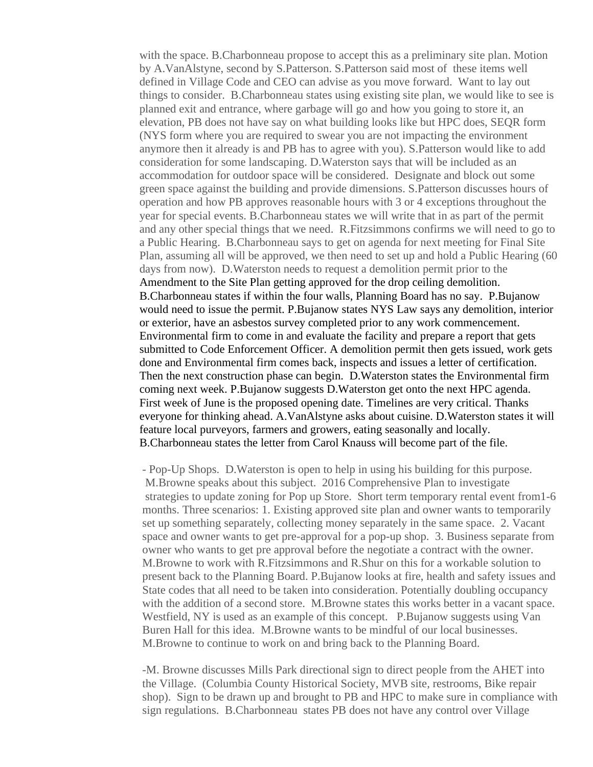with the space. B.Charbonneau propose to accept this as a preliminary site plan. Motion by A.VanAlstyne, second by S.Patterson. S.Patterson said most of these items well defined in Village Code and CEO can advise as you move forward. Want to lay out things to consider. B.Charbonneau states using existing site plan, we would like to see is planned exit and entrance, where garbage will go and how you going to store it, an elevation, PB does not have say on what building looks like but HPC does, SEQR form (NYS form where you are required to swear you are not impacting the environment anymore then it already is and PB has to agree with you). S.Patterson would like to add consideration for some landscaping. D.Waterston says that will be included as an accommodation for outdoor space will be considered. Designate and block out some green space against the building and provide dimensions. S.Patterson discusses hours of operation and how PB approves reasonable hours with 3 or 4 exceptions throughout the year for special events. B.Charbonneau states we will write that in as part of the permit and any other special things that we need. R.Fitzsimmons confirms we will need to go to a Public Hearing. B.Charbonneau says to get on agenda for next meeting for Final Site Plan, assuming all will be approved, we then need to set up and hold a Public Hearing (60 days from now). D.Waterston needs to request a demolition permit prior to the Amendment to the Site Plan getting approved for the drop ceiling demolition. B.Charbonneau states if within the four walls, Planning Board has no say. P.Bujanow would need to issue the permit. P.Bujanow states NYS Law says any demolition, interior or exterior, have an asbestos survey completed prior to any work commencement. Environmental firm to come in and evaluate the facility and prepare a report that gets submitted to Code Enforcement Officer. A demolition permit then gets issued, work gets done and Environmental firm comes back, inspects and issues a letter of certification. Then the next construction phase can begin. D.Waterston states the Environmental firm coming next week. P.Bujanow suggests D.Waterston get onto the next HPC agenda. First week of June is the proposed opening date. Timelines are very critical. Thanks everyone for thinking ahead. A.VanAlstyne asks about cuisine. D.Waterston states it will feature local purveyors, farmers and growers, eating seasonally and locally. B.Charbonneau states the letter from Carol Knauss will become part of the file.

- Pop-Up Shops. D.Waterston is open to help in using his building for this purpose. M.Browne speaks about this subject. 2016 Comprehensive Plan to investigate strategies to update zoning for Pop up Store. Short term temporary rental event from1-6 months. Three scenarios: 1. Existing approved site plan and owner wants to temporarily set up something separately, collecting money separately in the same space. 2. Vacant space and owner wants to get pre-approval for a pop-up shop. 3. Business separate from owner who wants to get pre approval before the negotiate a contract with the owner. M.Browne to work with R.Fitzsimmons and R.Shur on this for a workable solution to present back to the Planning Board. P.Bujanow looks at fire, health and safety issues and State codes that all need to be taken into consideration. Potentially doubling occupancy with the addition of a second store. M.Browne states this works better in a vacant space. Westfield, NY is used as an example of this concept. P.Bujanow suggests using Van Buren Hall for this idea. M.Browne wants to be mindful of our local businesses. M.Browne to continue to work on and bring back to the Planning Board.

-M. Browne discusses Mills Park directional sign to direct people from the AHET into the Village. (Columbia County Historical Society, MVB site, restrooms, Bike repair shop). Sign to be drawn up and brought to PB and HPC to make sure in compliance with sign regulations. B.Charbonneau states PB does not have any control over Village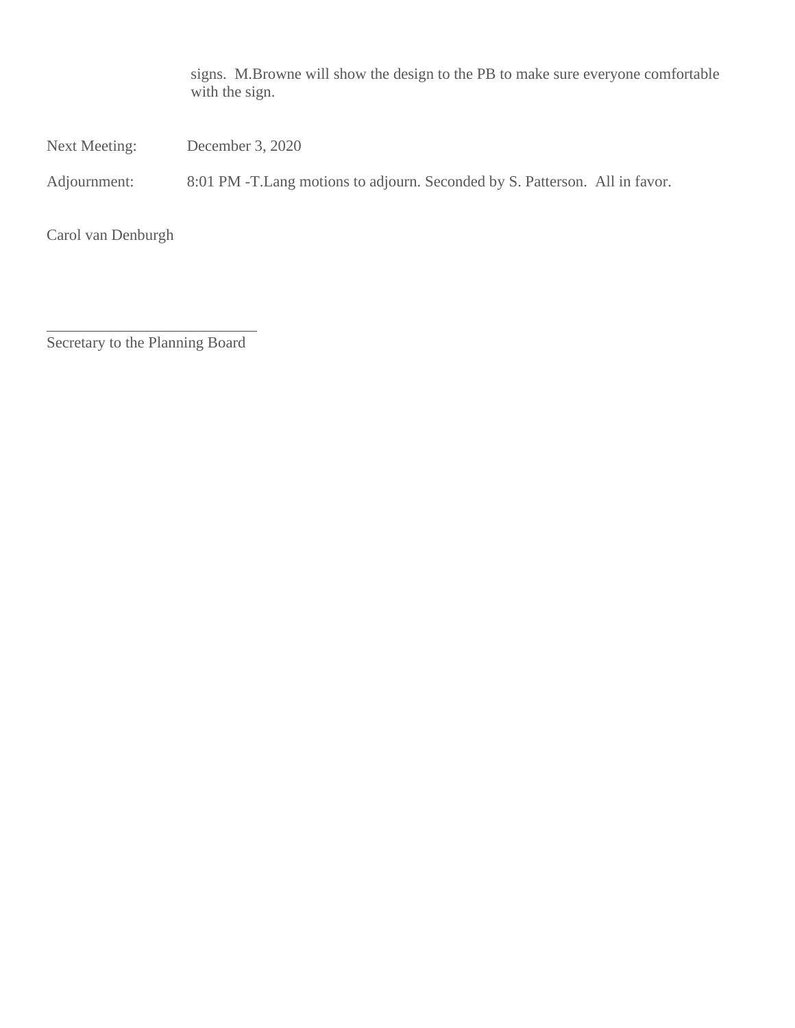signs. M.Browne will show the design to the PB to make sure everyone comfortable with the sign.

Next Meeting: December 3, 2020

Adjournment: 8:01 PM -T.Lang motions to adjourn. Seconded by S. Patterson. All in favor.

Carol van Denburgh

___________________________
Secretary to the Planning Board